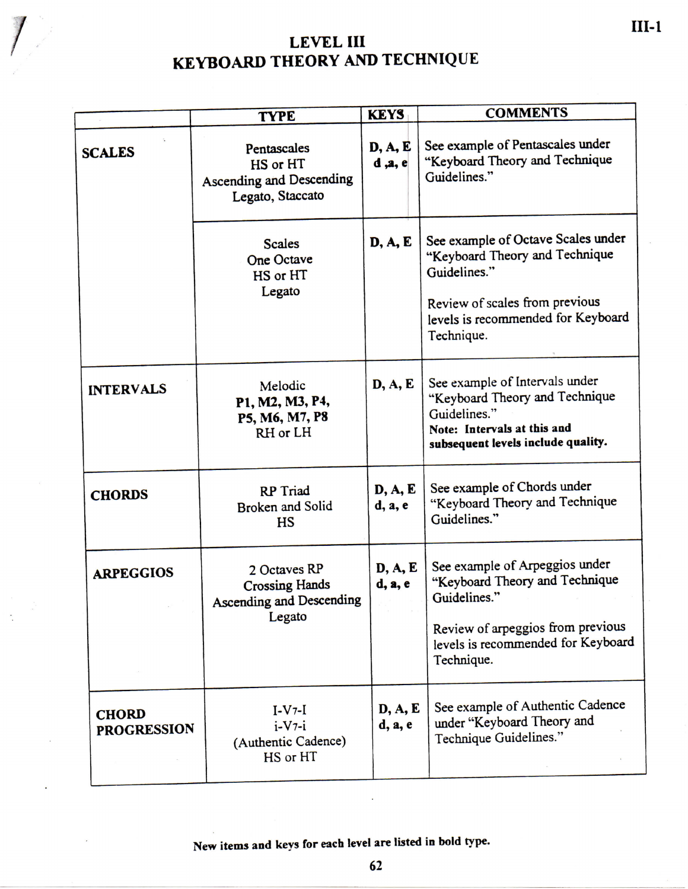# LEVEL III
# KEYBOARD THEORY AND TECHNIQUE

| | TYPE | KEYS | COMMENTS |
|---|---|---|---|
| **SCALES** | Pentascales<br>HS or HT<br>Ascending and Descending<br>Legato, Staccato | **D, A, E**<br>**d ,a, e** | See example of Pentascales under "Keyboard Theory and Technique Guidelines." |
| | Scales<br>One Octave<br>HS or HT<br>Legato | **D, A, E** | See example of Octave Scales under "Keyboard Theory and Technique Guidelines."<br><br>Review of scales from previous levels is recommended for Keyboard Technique. |
| **INTERVALS** | Melodic<br>**P1, M2, M3, P4,**<br>**P5, M6, M7, P8**<br>RH or LH | **D, A, E** | See example of Intervals under "Keyboard Theory and Technique Guidelines."<br>**Note: Intervals at this and subsequent levels include quality.** |
| **CHORDS** | RP Triad<br>Broken and Solid<br>HS | **D, A, E**<br>**d, a, e** | See example of Chords under "Keyboard Theory and Technique Guidelines." |
| **ARPEGGIOS** | 2 Octaves RP<br>Crossing Hands<br>Ascending and Descending<br>Legato | **D, A, E**<br>**d, a, e** | See example of Arpeggios under "Keyboard Theory and Technique Guidelines."<br><br>Review of arpeggios from previous levels is recommended for Keyboard Technique. |
| **CHORD PROGRESSION** | I-$V_7$-I<br>i-$V_7$-i<br>(Authentic Cadence)<br>HS or HT | **D, A, E**<br>**d, a, e** | See example of Authentic Cadence under "Keyboard Theory and Technique Guidelines." |

**New items and keys for each level are listed in bold type.**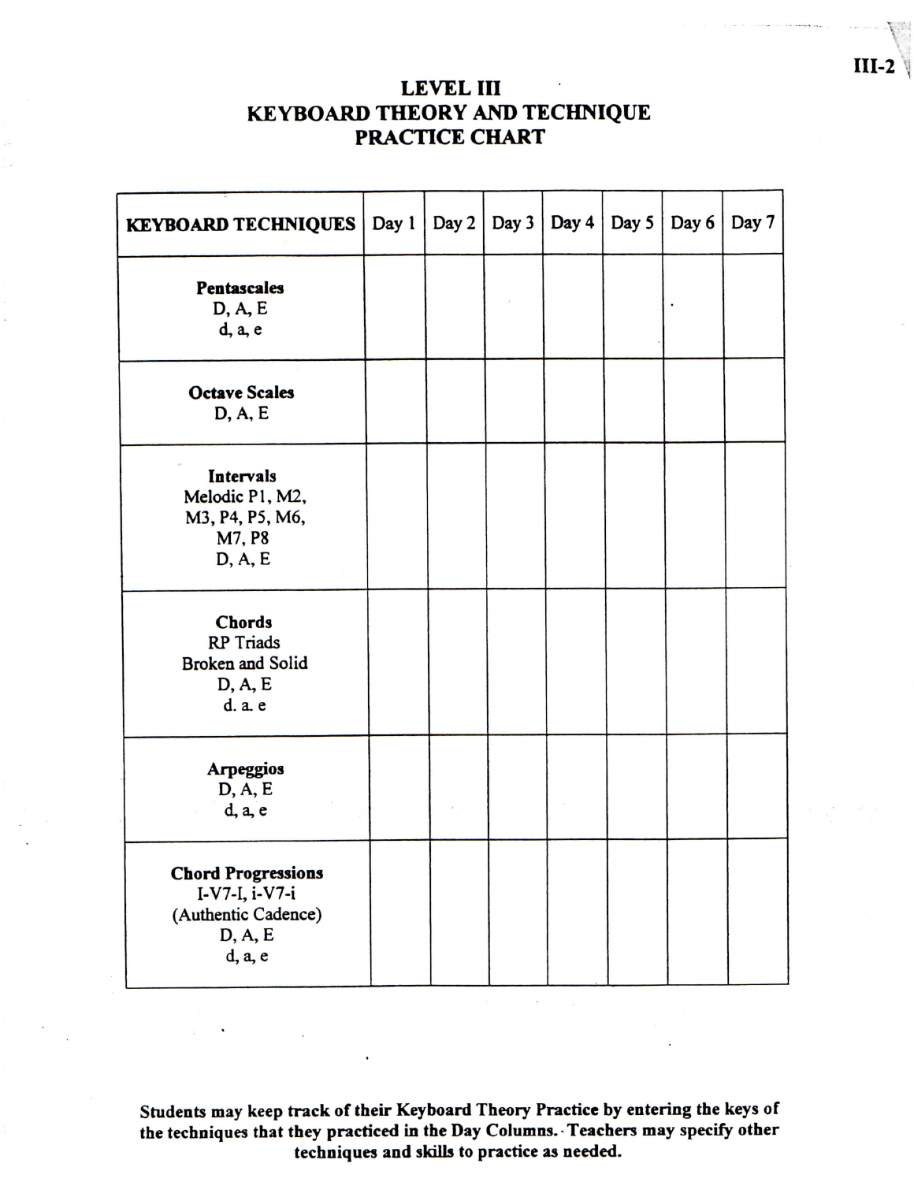# LEVEL III
# KEYBOARD THEORY AND TECHNIQUE
# PRACTICE CHART

| KEYBOARD TECHNIQUES | Day 1 | Day 2 | Day 3 | Day 4 | Day 5 | Day 6 | Day 7 |
|---|---|---|---|---|---|---|---|
| **Pentascales**<br>D, A, E<br>d, a, e | | | | | | | |
| **Octave Scales**<br>D, A, E | | | | | | | |
| **Intervals**<br>Melodic P1, M2,<br>M3, P4, P5, M6,<br>M7, P8<br>D, A, E | | | | | | | |
| **Chords**<br>RP Triads<br>Broken and Solid<br>D, A, E<br>d. a. e | | | | | | | |
| **Arpeggios**<br>D, A, E<br>d, a, e | | | | | | | |
| **Chord Progressions**<br>I-V7-I, i-V7-i<br>(Authentic Cadence)<br>D, A, E<br>d, a, e | | | | | | | |

**Students may keep track of their Keyboard Theory Practice by entering the keys of the techniques that they practiced in the Day Columns. Teachers may specify other techniques and skills to practice as needed.**